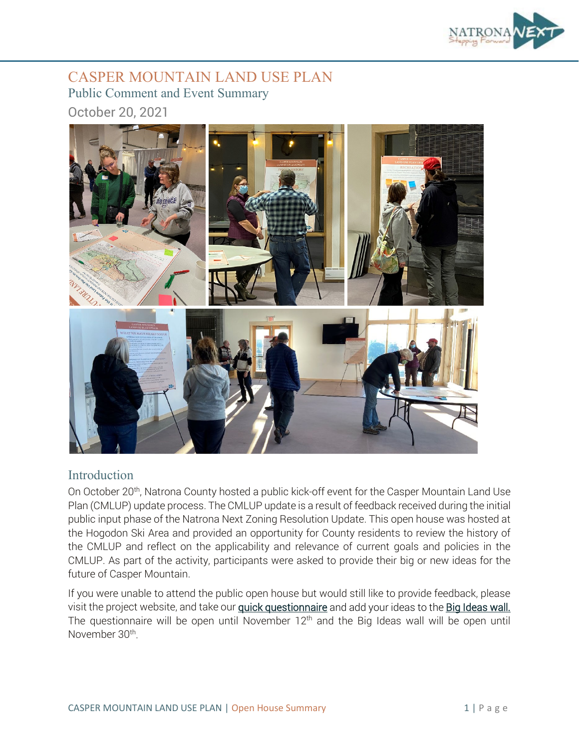# CASPER MOUNTAIN LAND USE PLAN

## Public Comment and Event Summary

October 20, 2021

## Introduction

On October 20th, Natrona County hosted a public kick-off event for the Casper Mountain Land Use Plan (CMLUP) update process. The CMLUP update is a result of feedback received during the initial public input phase of the Natrona Next Zoning Resolution Update. This open house was hosted at the Hogodon Ski Area and provided an opportunity for County residents to review the history of the CMLUP and reflect on the applicability and relevance of current goals and policies in the CMLUP. As part of the activity, participants were asked to provide their big or new ideas for the future of Casper Mountain.

If you were unable to attend the public open house but would still like to provide feedback, please visit the project website, and take our quick questionnaire and add your ideas to the Big Ideas wall. The questionnaire will be open until November 12th and the Big Ideas wall will be open until November 30th.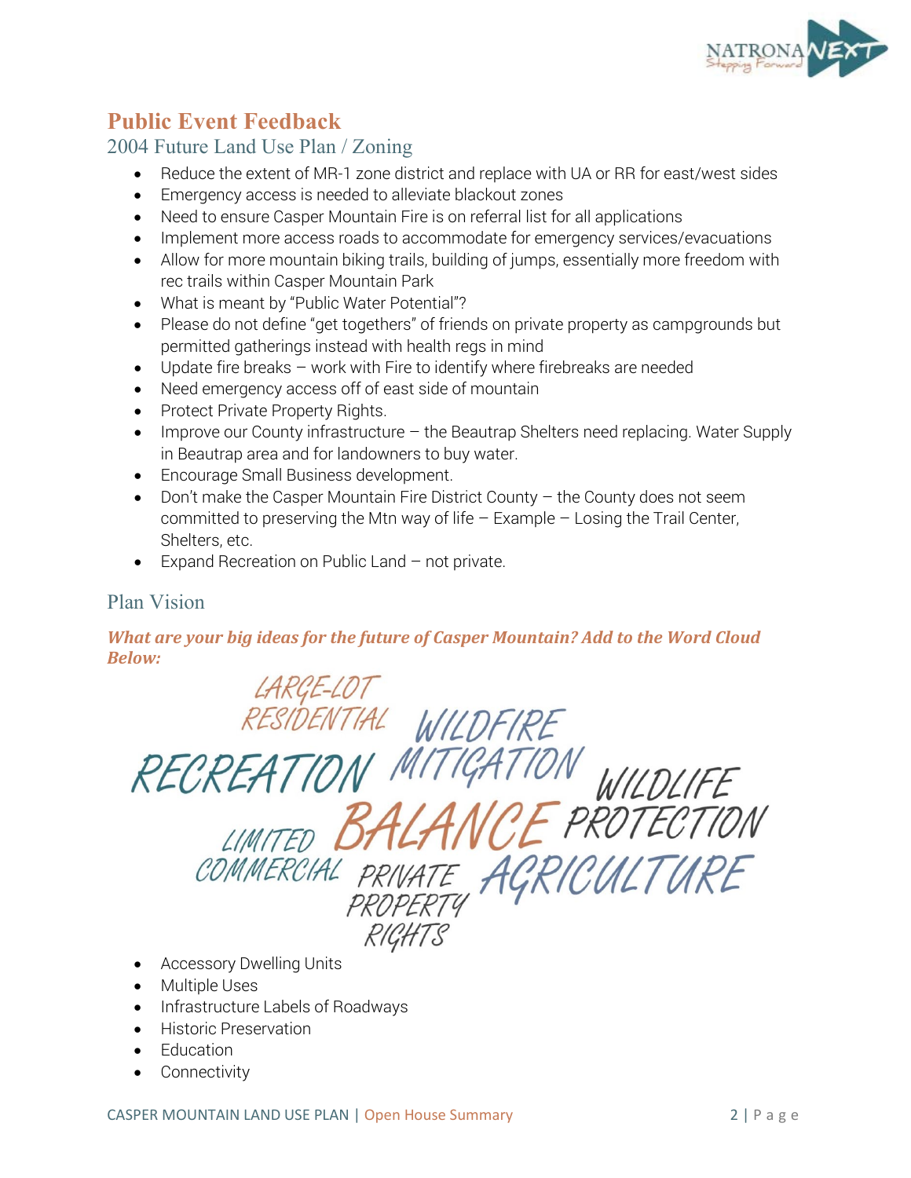## Public Event Feedback

### 2004 Future Land Use Plan / Zoning

- Reduce the extent of MR-1 zone district and replace with UA or RR for east/west sides
- Emergency access is needed to alleviate blackout zones
- Need to ensure Casper Mountain Fire is on referral list for all applications
- Implement more access roads to accommodate for emergency services/evacuations
- Allow for more mountain biking trails, building of jumps, essentially more freedom with rec trails within Casper Mountain Park
- What is meant by "Public Water Potential"?
- Please do not define "get togethers" of friends on private property as campgrounds but permitted gatherings instead with health regs in mind
- Update fire breaks – work with Fire to identify where firebreaks are needed
- Need emergency access off of east side of mountain
- Protect Private Property Rights.
- Improve our County infrastructure – the Beautrap Shelters need replacing. Water Supply in Beautrap area and for landowners to buy water.
- Encourage Small Business development.
- Don't make the Casper Mountain Fire District County – the County does not seem committed to preserving the Mtn way of life – Example – Losing the Trail Center, Shelters, etc.
- Expand Recreation on Public Land – not private.

### Plan Vision

***What are your big ideas for the future of Casper Mountain? Add to the Word Cloud Below:***

LARGE-LOT RESIDENTIAL
WILDFIRE MITIGATION
RECREATION
WILDLIFE PROTECTION
BALANCE
LIMITED COMMERCIAL
PRIVATE PROPERTY RIGHTS
AGRICULTURE

- Accessory Dwelling Units
- Multiple Uses
- Infrastructure Labels of Roadways
- Historic Preservation
- Education
- Connectivity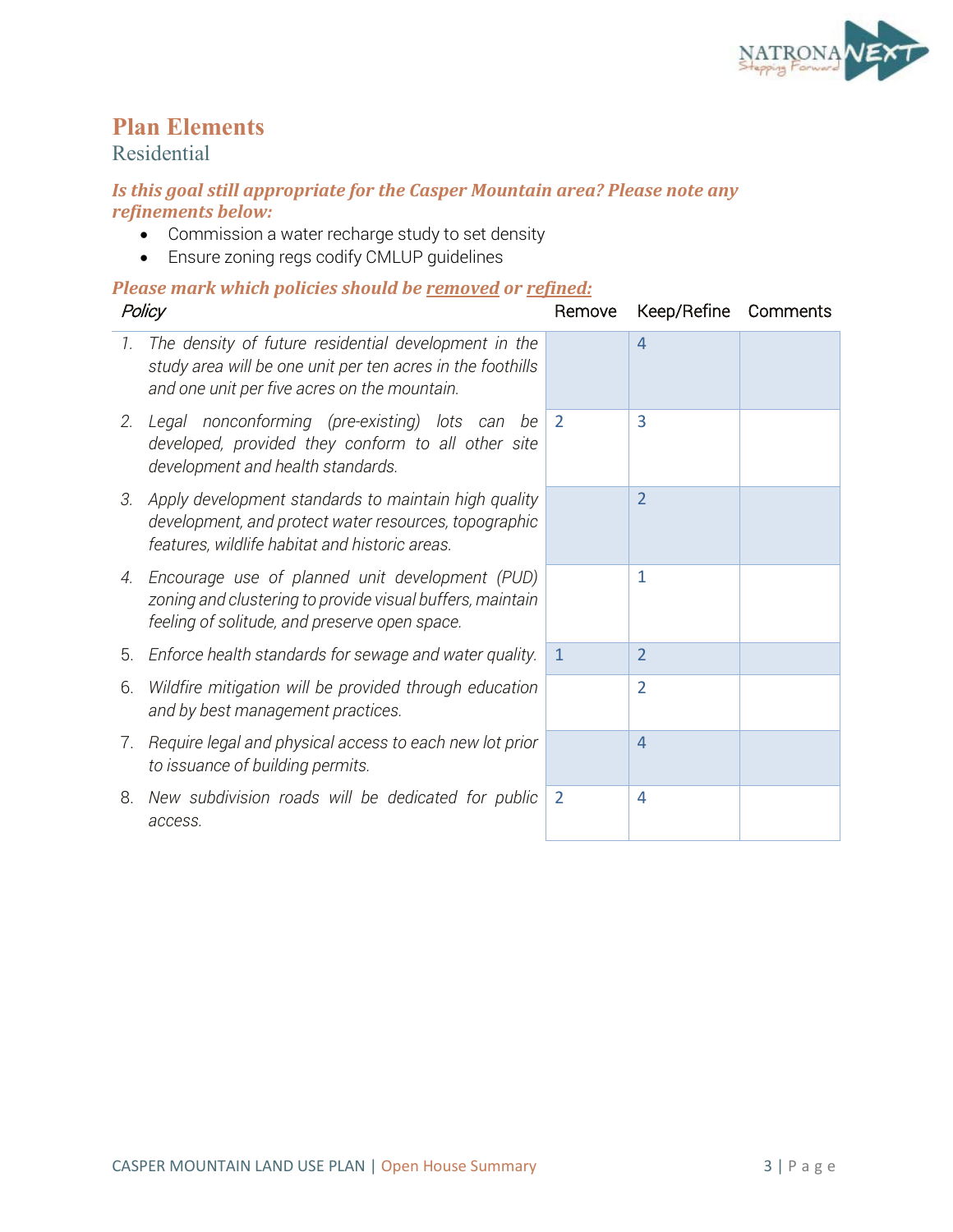## Plan Elements

### Residential

***Is this goal still appropriate for the Casper Mountain area? Please note any refinements below:***

- Commission a water recharge study to set density
- Ensure zoning regs codify CMLUP guidelines

***Please mark which policies should be removed or refined:***

| *Policy* | Remove | Keep/Refine | Comments |
|---|---|---|---|
| 1. *The density of future residential development in the study area will be one unit per ten acres in the foothills and one unit per five acres on the mountain.* | | 4 | |
| 2. *Legal nonconforming (pre-existing) lots can be developed, provided they conform to all other site development and health standards.* | 2 | 3 | |
| 3. *Apply development standards to maintain high quality development, and protect water resources, topographic features, wildlife habitat and historic areas.* | | 2 | |
| 4. *Encourage use of planned unit development (PUD) zoning and clustering to provide visual buffers, maintain feeling of solitude, and preserve open space.* | | 1 | |
| 5. *Enforce health standards for sewage and water quality.* | 1 | 2 | |
| 6. *Wildfire mitigation will be provided through education and by best management practices.* | | 2 | |
| 7. *Require legal and physical access to each new lot prior to issuance of building permits.* | | 4 | |
| 8. *New subdivision roads will be dedicated for public access.* | 2 | 4 | |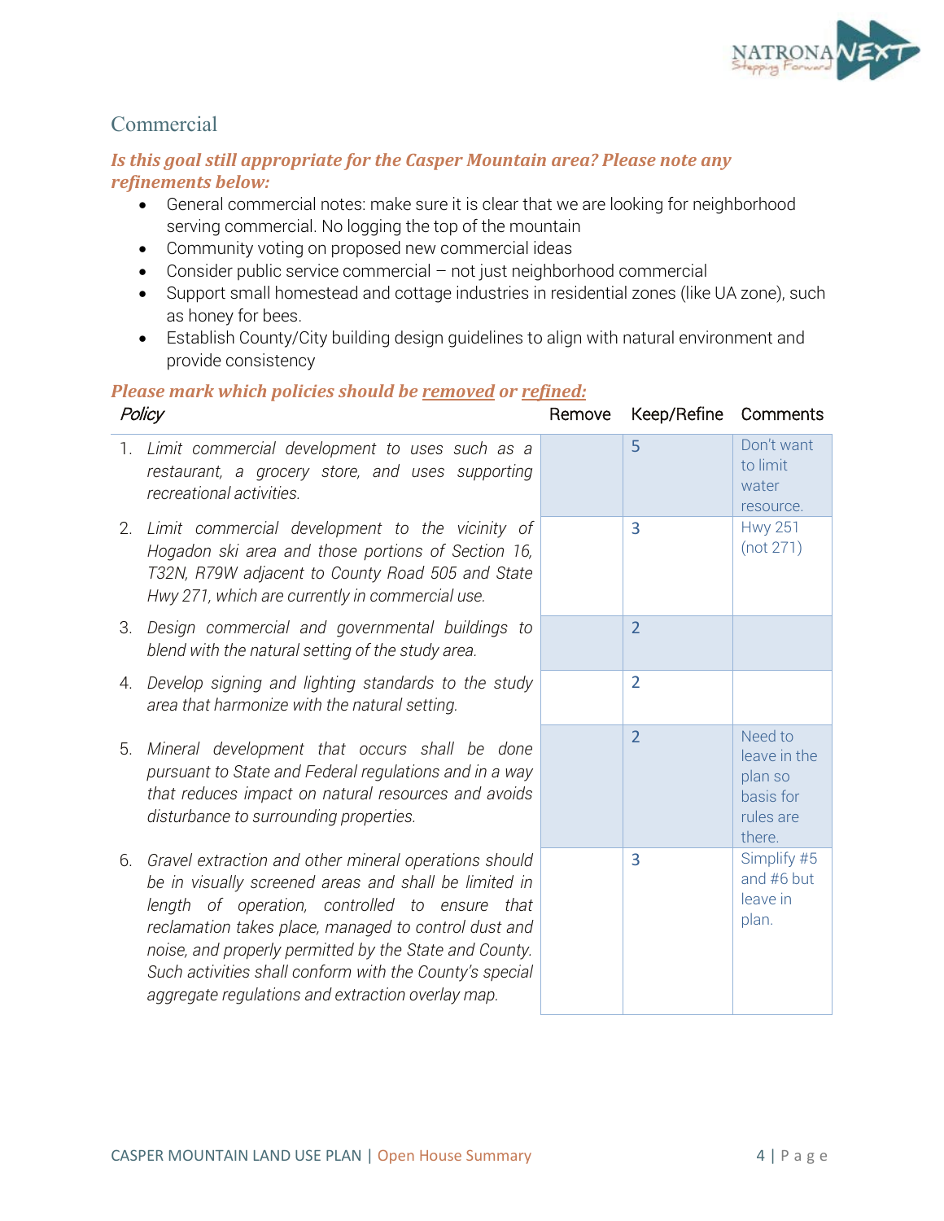## Commercial

***Is this goal still appropriate for the Casper Mountain area? Please note any refinements below:***

- General commercial notes: make sure it is clear that we are looking for neighborhood serving commercial. No logging the top of the mountain
- Community voting on proposed new commercial ideas
- Consider public service commercial – not just neighborhood commercial
- Support small homestead and cottage industries in residential zones (like UA zone), such as honey for bees.
- Establish County/City building design guidelines to align with natural environment and provide consistency

***Please mark which policies should be removed or refined:***

| *Policy* | Remove | Keep/Refine | Comments |
|---|---|---|---|
| 1. *Limit commercial development to uses such as a restaurant, a grocery store, and uses supporting recreational activities.* | | 5 | Don't want to limit water resource. |
| 2. *Limit commercial development to the vicinity of Hogadon ski area and those portions of Section 16, T32N, R79W adjacent to County Road 505 and State Hwy 271, which are currently in commercial use.* | | 3 | Hwy 251 (not 271) |
| 3. *Design commercial and governmental buildings to blend with the natural setting of the study area.* | | 2 | |
| 4. *Develop signing and lighting standards to the study area that harmonize with the natural setting.* | | 2 | |
| 5. *Mineral development that occurs shall be done pursuant to State and Federal regulations and in a way that reduces impact on natural resources and avoids disturbance to surrounding properties.* | | 2 | Need to leave in the plan so basis for rules are there. |
| 6. *Gravel extraction and other mineral operations should be in visually screened areas and shall be limited in length of operation, controlled to ensure that reclamation takes place, managed to control dust and noise, and properly permitted by the State and County. Such activities shall conform with the County's special aggregate regulations and extraction overlay map.* | | 3 | Simplify #5 and #6 but leave in plan. |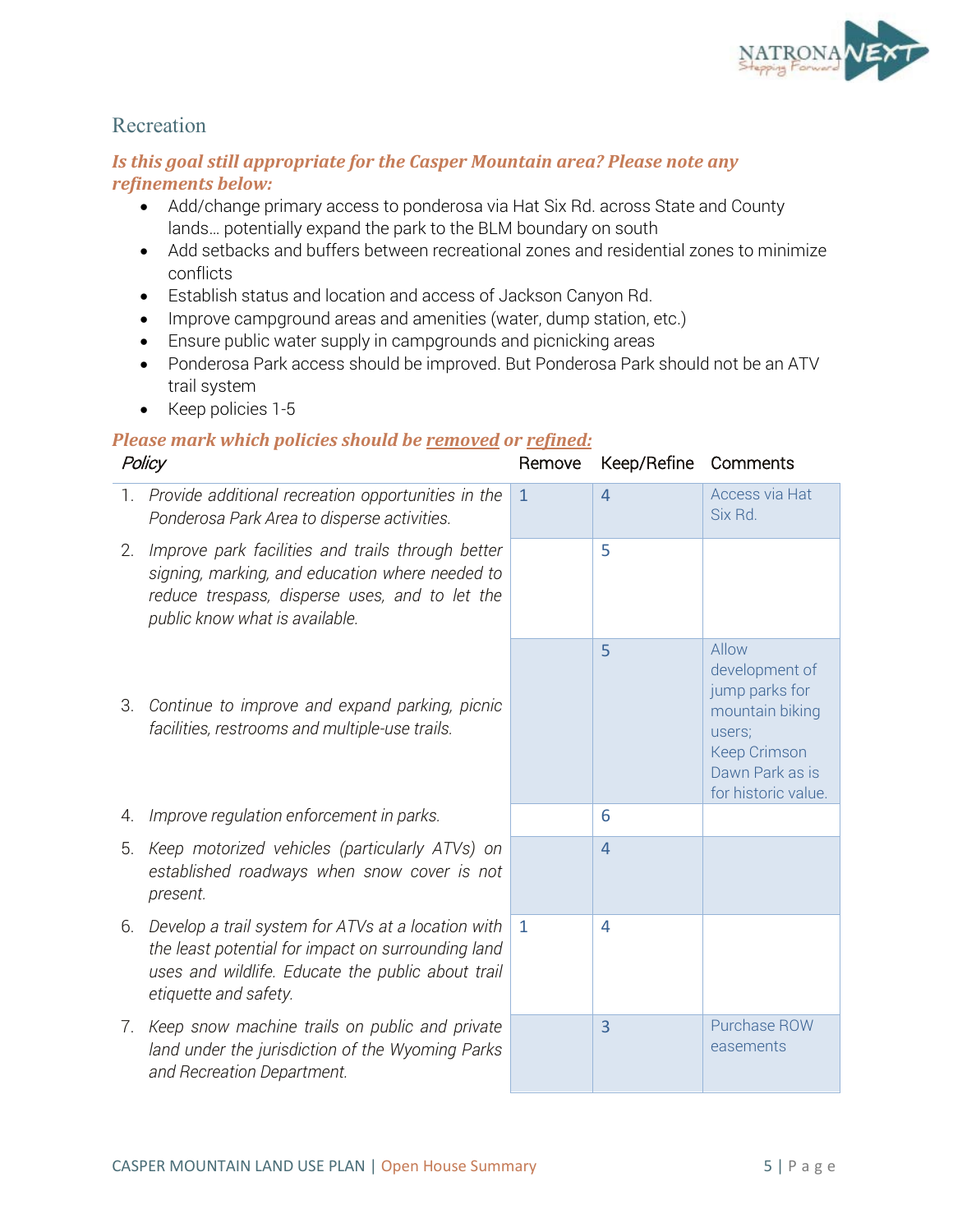## Recreation

***Is this goal still appropriate for the Casper Mountain area? Please note any refinements below:***

- Add/change primary access to ponderosa via Hat Six Rd. across State and County lands… potentially expand the park to the BLM boundary on south
- Add setbacks and buffers between recreational zones and residential zones to minimize conflicts
- Establish status and location and access of Jackson Canyon Rd.
- Improve campground areas and amenities (water, dump station, etc.)
- Ensure public water supply in campgrounds and picnicking areas
- Ponderosa Park access should be improved. But Ponderosa Park should not be an ATV trail system
- Keep policies 1-5

***Please mark which policies should be removed or refined:***

| *Policy* | Remove | Keep/Refine | Comments |
|---|---|---|---|
| 1. *Provide additional recreation opportunities in the Ponderosa Park Area to disperse activities.* | 1 | 4 | Access via Hat Six Rd. |
| 2. *Improve park facilities and trails through better signing, marking, and education where needed to reduce trespass, disperse uses, and to let the public know what is available.* | | 5 | |
| 3. *Continue to improve and expand parking, picnic facilities, restrooms and multiple-use trails.* | | 5 | Allow development of jump parks for mountain biking users; Keep Crimson Dawn Park as is for historic value. |
| 4. *Improve regulation enforcement in parks.* | | 6 | |
| 5. *Keep motorized vehicles (particularly ATVs) on established roadways when snow cover is not present.* | | 4 | |
| 6. *Develop a trail system for ATVs at a location with the least potential for impact on surrounding land uses and wildlife. Educate the public about trail etiquette and safety.* | 1 | 4 | |
| 7. *Keep snow machine trails on public and private land under the jurisdiction of the Wyoming Parks and Recreation Department.* | | 3 | Purchase ROW easements |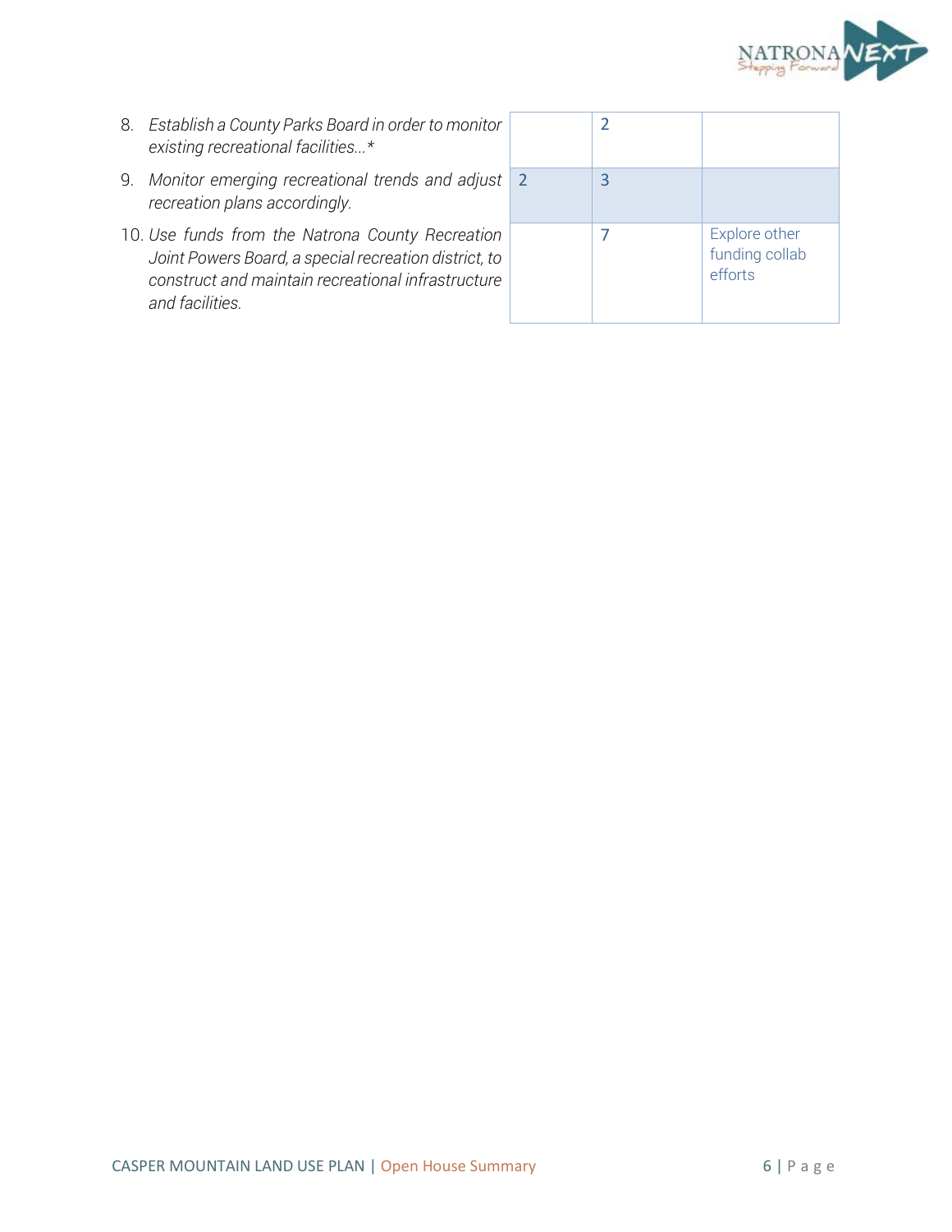| | | | |
|---|---|---|---|
| 8. *Establish a County Parks Board in order to monitor existing recreational facilities…** | | 2 | |
| 9. *Monitor emerging recreational trends and adjust recreation plans accordingly.* | 2 | 3 | |
| 10. *Use funds from the Natrona County Recreation Joint Powers Board, a special recreation district, to construct and maintain recreational infrastructure and facilities.* | | 7 | Explore other funding collab efforts |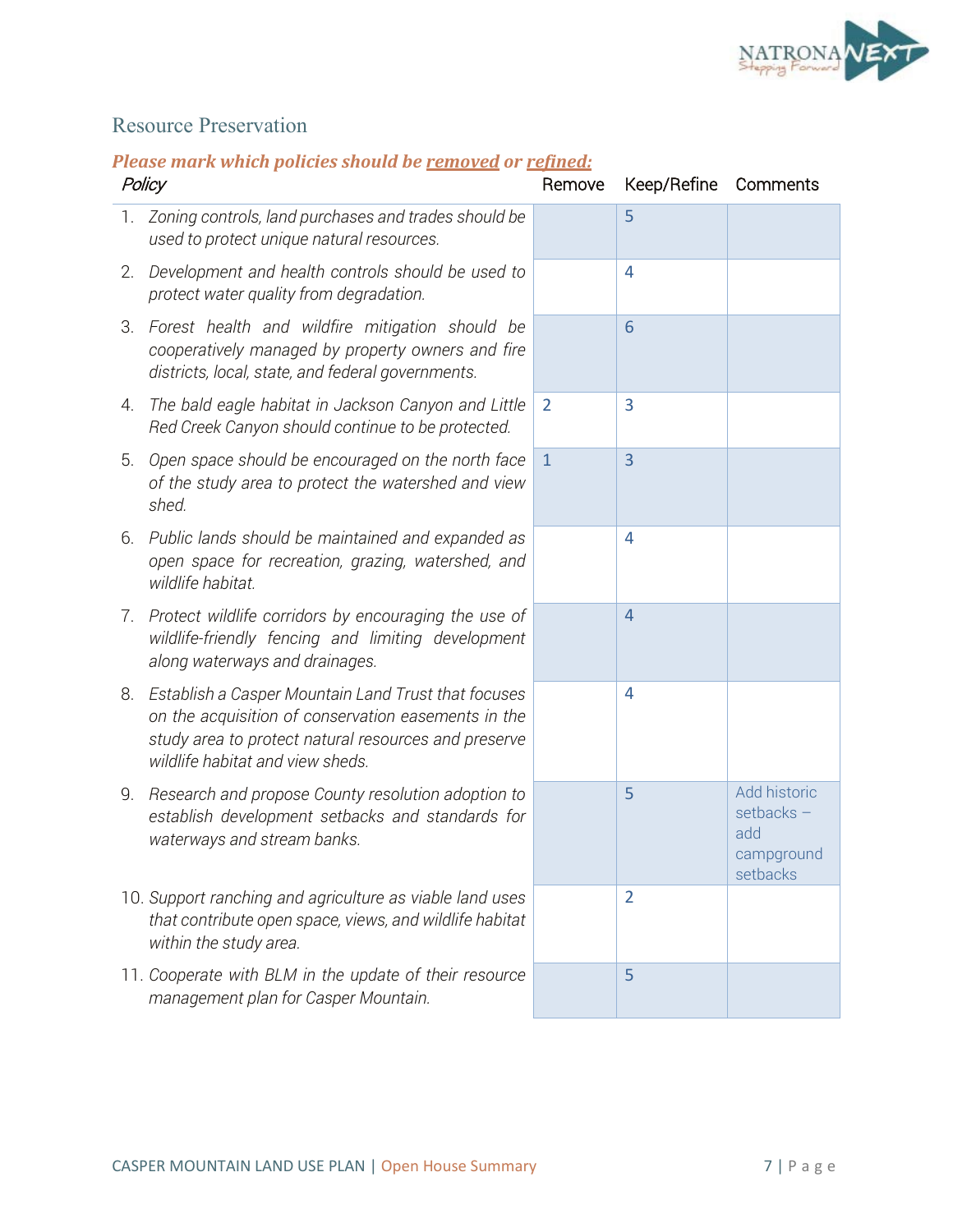## Resource Preservation

***Please mark which policies should be <u>removed</u> or <u>refined</u>:***

| *Policy* | Remove | Keep/Refine | Comments |
|---|---|---|---|
| 1. *Zoning controls, land purchases and trades should be used to protect unique natural resources.* | | 5 | |
| 2. *Development and health controls should be used to protect water quality from degradation.* | | 4 | |
| 3. *Forest health and wildfire mitigation should be cooperatively managed by property owners and fire districts, local, state, and federal governments.* | | 6 | |
| 4. *The bald eagle habitat in Jackson Canyon and Little Red Creek Canyon should continue to be protected.* | 2 | 3 | |
| 5. *Open space should be encouraged on the north face of the study area to protect the watershed and view shed.* | 1 | 3 | |
| 6. *Public lands should be maintained and expanded as open space for recreation, grazing, watershed, and wildlife habitat.* | | 4 | |
| 7. *Protect wildlife corridors by encouraging the use of wildlife-friendly fencing and limiting development along waterways and drainages.* | | 4 | |
| 8. *Establish a Casper Mountain Land Trust that focuses on the acquisition of conservation easements in the study area to protect natural resources and preserve wildlife habitat and view sheds.* | | 4 | |
| 9. *Research and propose County resolution adoption to establish development setbacks and standards for waterways and stream banks.* | | 5 | Add historic setbacks – add campground setbacks |
| 10. *Support ranching and agriculture as viable land uses that contribute open space, views, and wildlife habitat within the study area.* | | 2 | |
| 11. *Cooperate with BLM in the update of their resource management plan for Casper Mountain.* | | 5 | |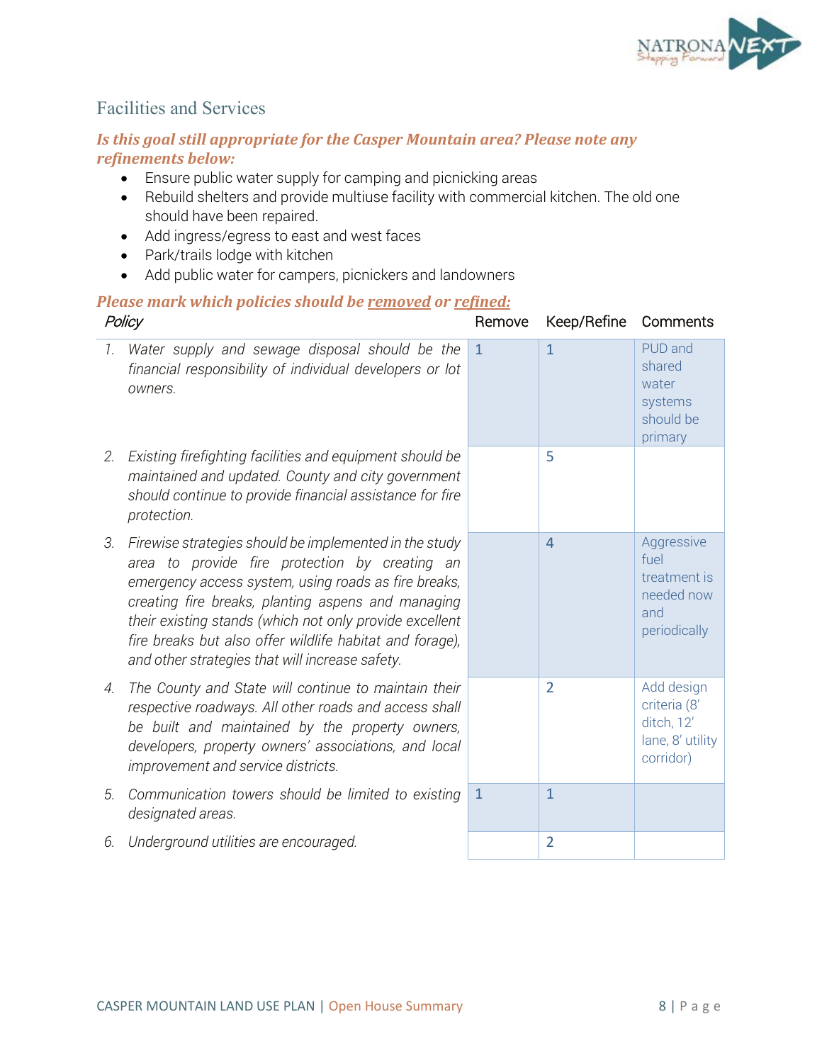## Facilities and Services

***Is this goal still appropriate for the Casper Mountain area? Please note any refinements below:***

- Ensure public water supply for camping and picnicking areas
- Rebuild shelters and provide multiuse facility with commercial kitchen. The old one should have been repaired.
- Add ingress/egress to east and west faces
- Park/trails lodge with kitchen
- Add public water for campers, picnickers and landowners

***Please mark which policies should be removed or refined:***

| *Policy* | Remove | Keep/Refine | Comments |
|---|---|---|---|
| 1. *Water supply and sewage disposal should be the financial responsibility of individual developers or lot owners.* | 1 | 1 | PUD and shared water systems should be primary |
| 2. *Existing firefighting facilities and equipment should be maintained and updated. County and city government should continue to provide financial assistance for fire protection.* | | 5 | |
| 3. *Firewise strategies should be implemented in the study area to provide fire protection by creating an emergency access system, using roads as fire breaks, creating fire breaks, planting aspens and managing their existing stands (which not only provide excellent fire breaks but also offer wildlife habitat and forage), and other strategies that will increase safety.* | | 4 | Aggressive fuel treatment is needed now and periodically |
| 4. *The County and State will continue to maintain their respective roadways. All other roads and access shall be built and maintained by the property owners, developers, property owners' associations, and local improvement and service districts.* | | 2 | Add design criteria (8' ditch, 12' lane, 8' utility corridor) |
| 5. *Communication towers should be limited to existing designated areas.* | 1 | 1 | |
| 6. *Underground utilities are encouraged.* | | 2 | |